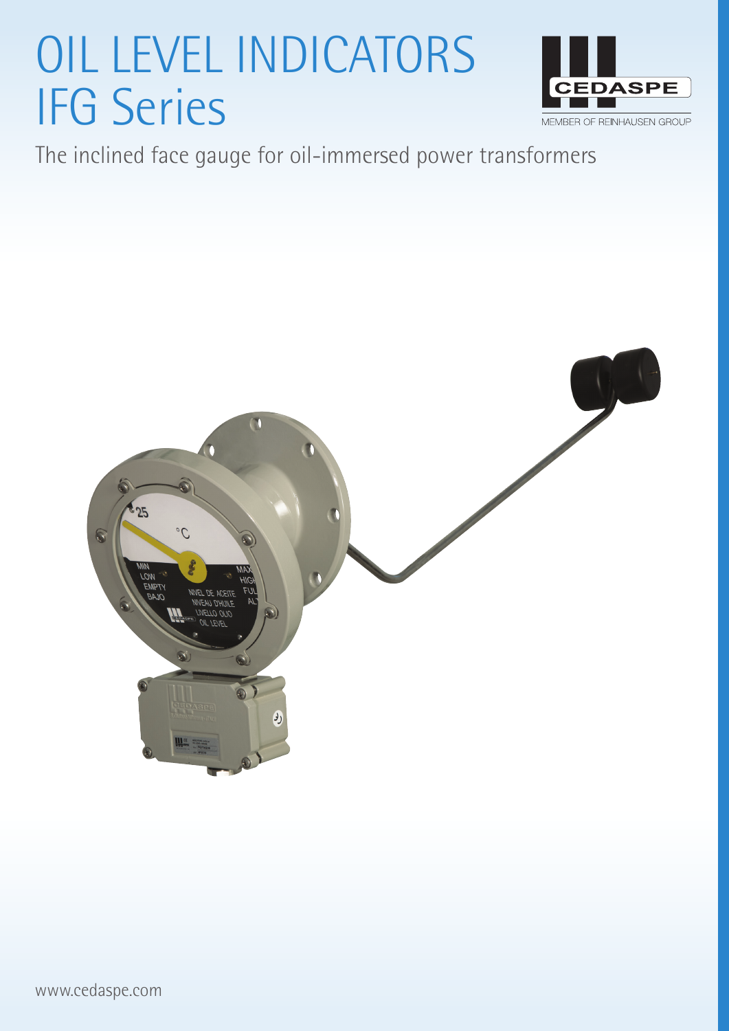# OIL LEVEL INDICATORS IFG Series

CEDASPE

MEMBER OF REINHAUSEN GROUP

The inclined face gauge for oil-immersed power transformers

www.cedaspe.com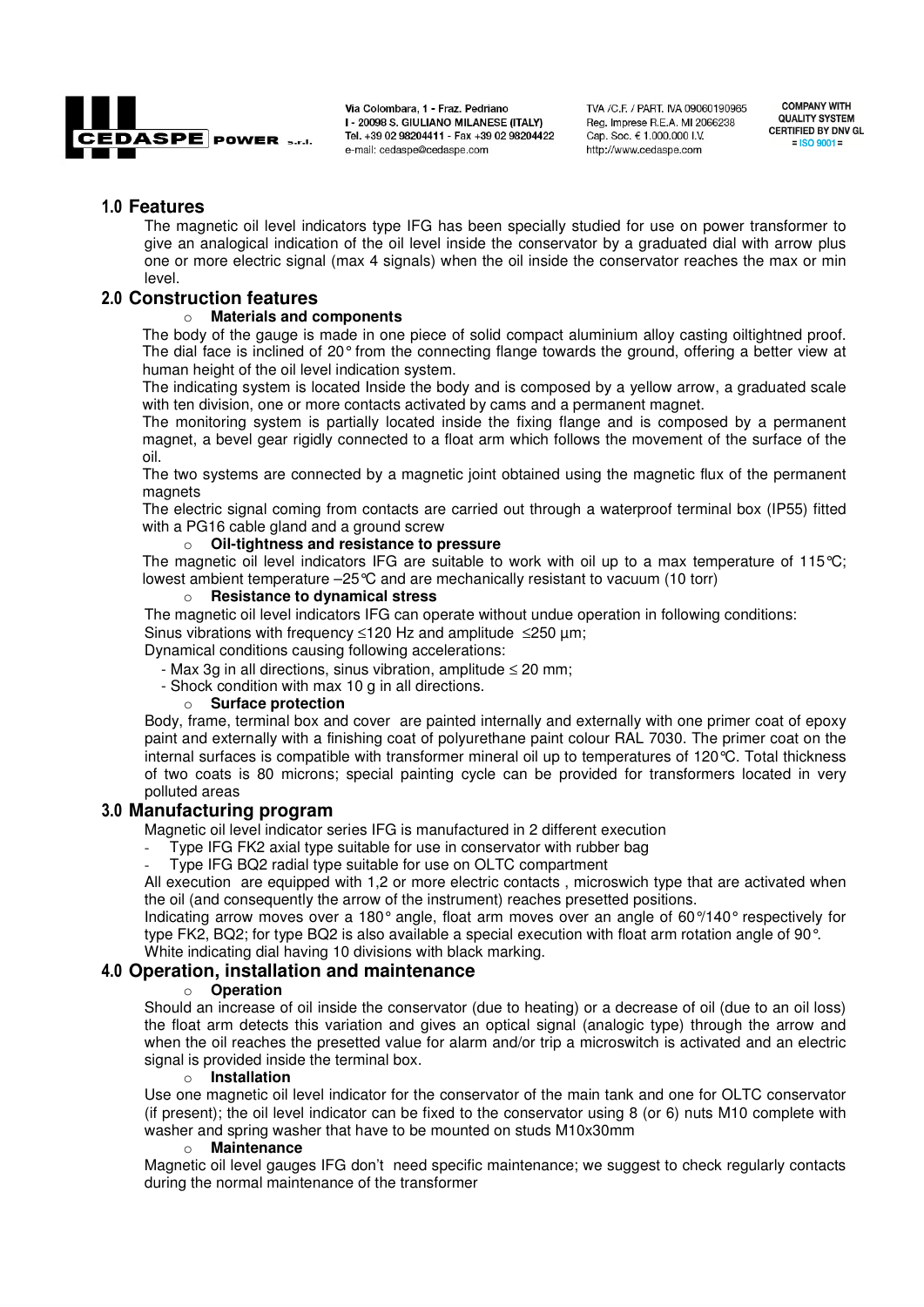## 1.0 Features

The magnetic oil level indicators type IFG has been specially studied for use on power transformer to give an analogical indication of the oil level inside the conservator by a graduated dial with arrow plus one or more electric signal (max 4 signals) when the oil inside the conservator reaches the max or min level.

## 2.0 Construction features

- **Materials and components**

The body of the gauge is made in one piece of solid compact aluminium alloy casting oiltightned proof. The dial face is inclined of 20° from the connecting flange towards the ground, offering a better view at human height of the oil level indication system.

The indicating system is located Inside the body and is composed by a yellow arrow, a graduated scale with ten division, one or more contacts activated by cams and a permanent magnet.

The monitoring system is partially located inside the fixing flange and is composed by a permanent magnet, a bevel gear rigidly connected to a float arm which follows the movement of the surface of the oil.

The two systems are connected by a magnetic joint obtained using the magnetic flux of the permanent magnets

The electric signal coming from contacts are carried out through a waterproof terminal box (IP55) fitted with a PG16 cable gland and a ground screw

- **Oil-tightness and resistance to pressure**

The magnetic oil level indicators IFG are suitable to work with oil up to a max temperature of 115°C; lowest ambient temperature –25°C and are mechanically resistant to vacuum (10 torr)

- **Resistance to dynamical stress**

The magnetic oil level indicators IFG can operate without undue operation in following conditions:
Sinus vibrations with frequency ≤120 Hz and amplitude ≤250 µm;
Dynamical conditions causing following accelerations:

- Max 3g in all directions, sinus vibration, amplitude ≤ 20 mm;
- Shock condition with max 10 g in all directions.

- **Surface protection**

Body, frame, terminal box and cover are painted internally and externally with one primer coat of epoxy paint and externally with a finishing coat of polyurethane paint colour RAL 7030. The primer coat on the internal surfaces is compatible with transformer mineral oil up to temperatures of 120°C. Total thickness of two coats is 80 microns; special painting cycle can be provided for transformers located in very polluted areas

## 3.0 Manufacturing program

Magnetic oil level indicator series IFG is manufactured in 2 different execution

- Type IFG FK2 axial type suitable for use in conservator with rubber bag
- Type IFG BQ2 radial type suitable for use on OLTC compartment

All execution are equipped with 1,2 or more electric contacts , microswich type that are activated when the oil (and consequently the arrow of the instrument) reaches presetted positions.

Indicating arrow moves over a 180° angle, float arm moves over an angle of 60°/140° respectively for type FK2, BQ2; for type BQ2 is also available a special execution with float arm rotation angle of 90°.

White indicating dial having 10 divisions with black marking.

## 4.0 Operation, installation and maintenance

- **Operation**

Should an increase of oil inside the conservator (due to heating) or a decrease of oil (due to an oil loss) the float arm detects this variation and gives an optical signal (analogic type) through the arrow and when the oil reaches the presetted value for alarm and/or trip a microswitch is activated and an electric signal is provided inside the terminal box.

- **Installation**

Use one magnetic oil level indicator for the conservator of the main tank and one for OLTC conservator (if present); the oil level indicator can be fixed to the conservator using 8 (or 6) nuts M10 complete with washer and spring washer that have to be mounted on studs M10x30mm

- **Maintenance**

Magnetic oil level gauges IFG don't need specific maintenance; we suggest to check regularly contacts during the normal maintenance of the transformer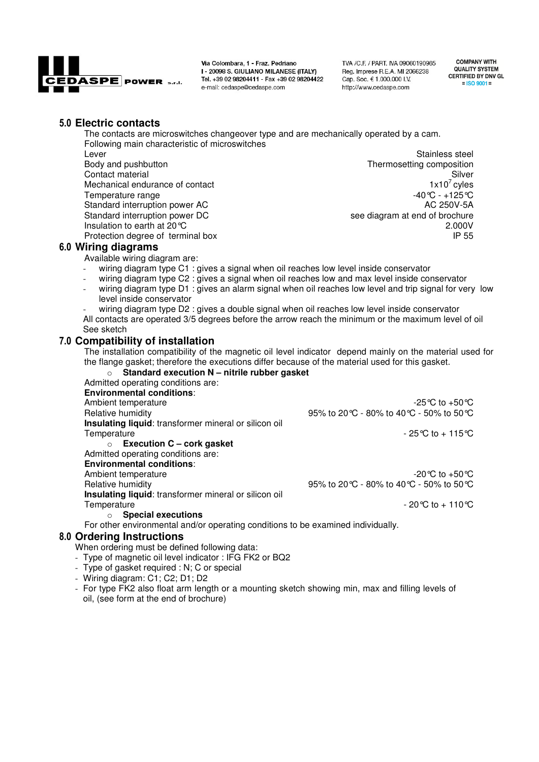## 5.0 Electric contacts

The contacts are microswitches changeover type and are mechanically operated by a cam.
Following main characteristic of microswitches

| | |
|---|---|
| Lever | Stainless steel |
| Body and pushbutton | Thermosetting composition |
| Contact material | Silver |
| Mechanical endurance of contact | $1x10^7$ cyles |
| Temperature range | -40°C - +125°C |
| Standard interruption power AC | AC 250V-5A |
| Standard interruption power DC | see diagram at end of brochure |
| Insulation to earth at 20°C | 2.000V |
| Protection degree of terminal box | IP 55 |

## 6.0 Wiring diagrams

Available wiring diagram are:

- wiring diagram type C1 : gives a signal when oil reaches low level inside conservator
- wiring diagram type C2 : gives a signal when oil reaches low and max level inside conservator
- wiring diagram type D1 : gives an alarm signal when oil reaches low level and trip signal for very low level inside conservator
- wiring diagram type D2 : gives a double signal when oil reaches low level inside conservator

All contacts are operated 3/5 degrees before the arrow reach the minimum or the maximum level of oil
See sketch

## 7.0 Compatibility of installation

The installation compatibility of the magnetic oil level indicator depend mainly on the material used for the flange gasket; therefore the executions differ because of the material used for this gasket.

- **Standard execution N – nitrile rubber gasket**

Admitted operating conditions are:

**Environmental conditions**:

| | |
|---|---|
| Ambient temperature | -25°C to +50°C |
| Relative humidity | 95% to 20°C - 80% to 40°C - 50% to 50°C |

**Insulating liquid**: transformer mineral or silicon oil

| | |
|---|---|
| Temperature | - 25°C to + 115°C |

- **Execution C – cork gasket**

Admitted operating conditions are:

**Environmental conditions**:

| | |
|---|---|
| Ambient temperature | -20°C to +50°C |
| Relative humidity | 95% to 20°C - 80% to 40°C - 50% to 50°C |

**Insulating liquid**: transformer mineral or silicon oil

| | |
|---|---|
| Temperature | - 20°C to + 110°C |

- **Special executions**

For other environmental and/or operating conditions to be examined individually.

## 8.0 Ordering Instructions

When ordering must be defined following data:

- Type of magnetic oil level indicator : IFG FK2 or BQ2
- Type of gasket required : N; C or special
- Wiring diagram: C1; C2; D1; D2
- For type FK2 also float arm length or a mounting sketch showing min, max and filling levels of oil, (see form at the end of brochure)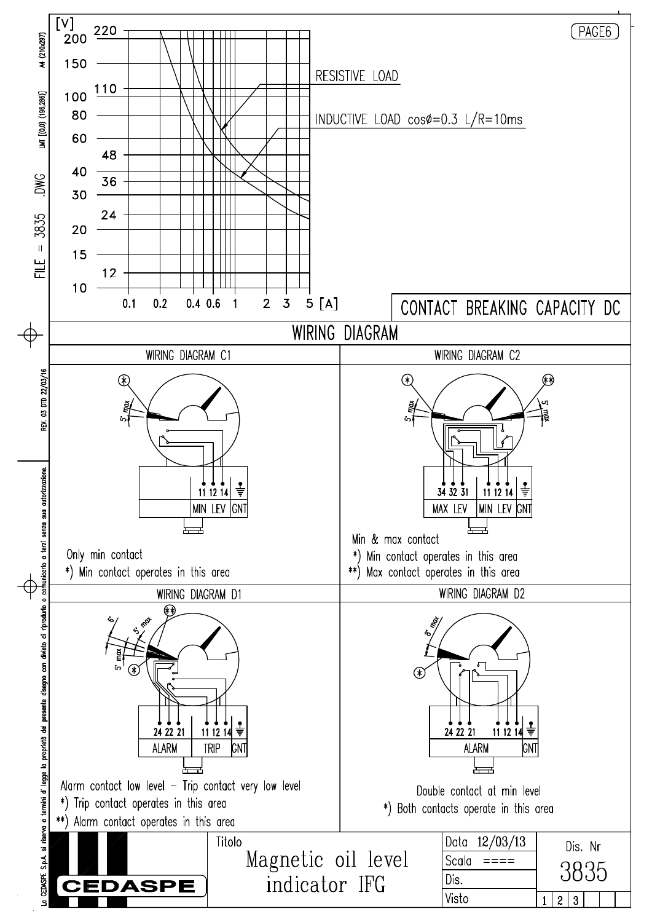## CONTACT BREAKING CAPACITY DC

[V] — 220, 200, 150, 110, 100, 80, 60, 48, 40, 36, 30, 24, 20, 15, 12, 10

[A] — 0.1, 0.2, 0.4, 0.6, 1, 2, 3, 5

RESISTIVE LOAD

INDUCTIVE LOAD cosø=0.3 L/R=10ms

## WIRING DIAGRAM

### WIRING DIAGRAM C1

5° max

11 12 14 | MIN LEV | GNT

Only min contact

*) Min contact operates in this area

### WIRING DIAGRAM C2

5° max — 5° max

34 32 31 | MAX LEV — 11 12 14 | MIN LEV | GNT

Min & max contact

*) Min contact operates in this area

**) Max contact operates in this area

### WIRING DIAGRAM D1

6° — 5° max — 5° max

24 22 21 | ALARM — 11 12 14 | TRIP | GNT

Alarm contact low level – Trip contact very low level

*) Trip contact operates in this area

**) Alarm contact operates in this area

### WIRING DIAGRAM D2

8° max

24 22 21 — 11 12 14 | ALARM | GNT

Double contact at min level

*) Both contacts operate in this area

| CEDASPE | Titolo: Magnetic oil level indicator IFG | Data 12/03/13 | Dis. Nr 3835 |
|---|---|---|---|
| | | Scala ==== | |
| | | Dis. | |
| | | Visto | 1 2 3 |

FILE = 3835 .DWG

REV. 03 DTD 22/03/16

La CEDASPE S.p.A. si riserva a termini di legge la proprietà del presente disegno con divieto di riprodurlo o comunicarlo a terzi senza sua autorizzazione.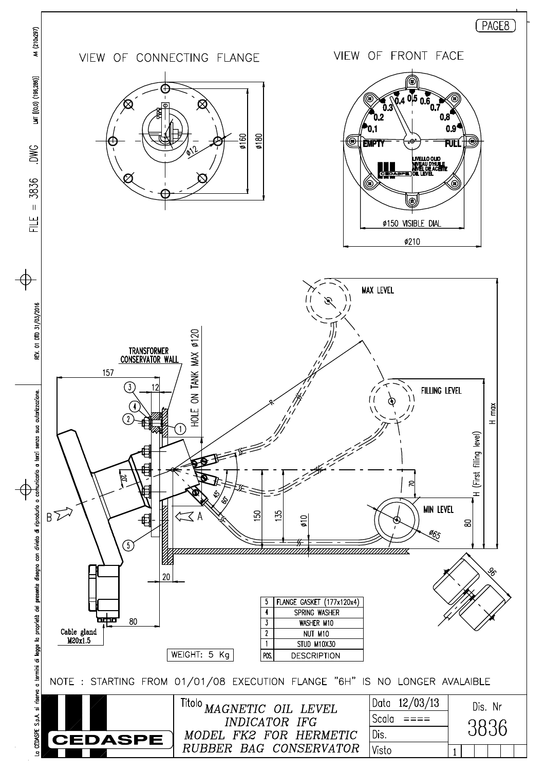PAGE8

## VIEW OF CONNECTING FLANGE

Ø12
Ø160
Ø180

## VIEW OF FRONT FACE

0.1 0.2 0.3 0.4 0.5 0.6 0.7 0.8 0.9
EMPTY FULL
LIVELLO OLIO
NIVEAU D'HUILE
NIVEL DE ACEITE
OIL LEVEL
CEDASPE

Ø150 VISIBLE DIAL
Ø210

TRANSFORMER CONSERVATOR WALL

HOLE ON TANK MAX Ø120

157 12 20 80

MAX LEVEL
FILLING LEVEL
MIN LEVEL

R

20° 45° 60°

150 135 Ø10 70 80 Ø65 96

H (First filling level)
H max

B A

Cable gland M20x1.5

WEIGHT: 5 Kg

| POS. | DESCRIPTION |
|---|---|
| 5 | FLANGE GASKET (177x120x4) |
| 4 | SPRING WASHER |
| 3 | WASHER M10 |
| 2 | NUT M10 |
| 1 | STUD M10X30 |

NOTE : STARTING FROM 01/01/08 EXECUTION FLANGE "6H" IS NO LONGER AVALAIBLE

| CEDASPE | Titolo *MAGNETIC OIL LEVEL INDICATOR IFG MODEL FK2 FOR HERMETIC RUBBER BAG CONSERVATOR* | Data 12/03/13 | Dis. Nr 3836 |
|---|---|---|---|
| | | Scala ==== | |
| | | Dis. | |
| | | Visto | 1 |

FILE = 3836 .DWG
REV. 01 DTD 31/03/2016
La CEDASPE S.p.A. si riserva a termini di legge la proprietà del presente disegno con divieto di riprodurlo o comunicarlo a terzi senza sua autorizzazione.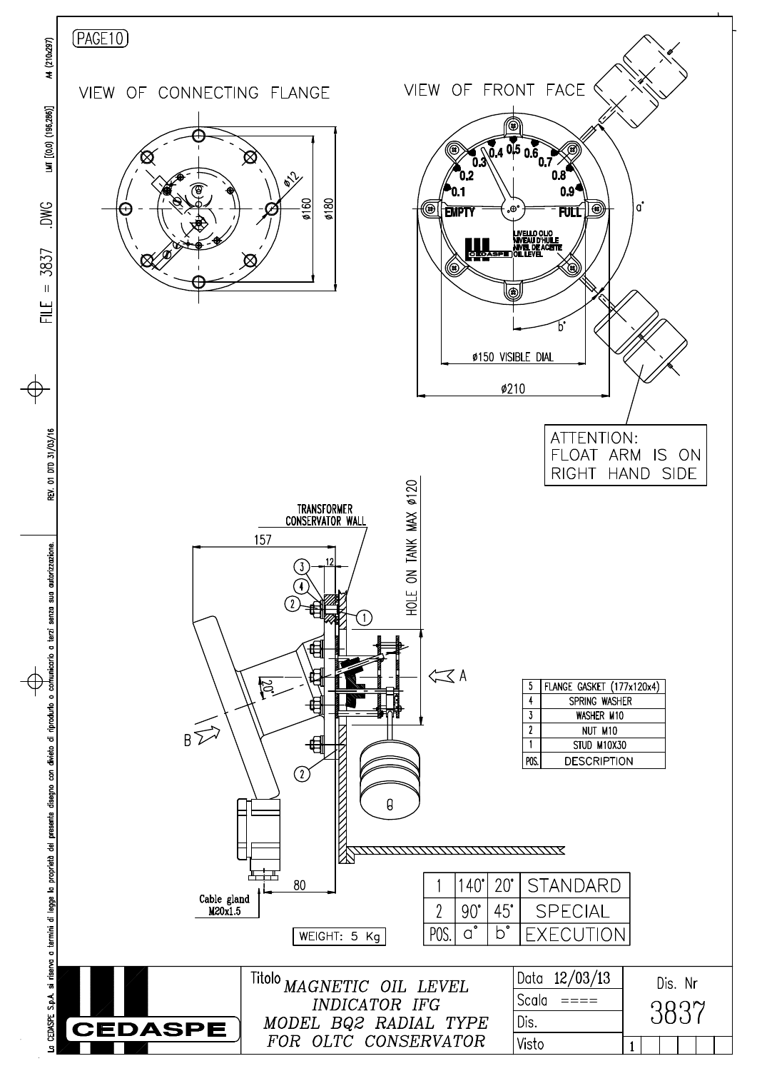PAGE10

## VIEW OF CONNECTING FLANGE

ø12

ø160

ø180

## VIEW OF FRONT FACE

0.1 0.2 0.3 0.4 0.5 0.6 0.7 0.8 0.9

EMPTY FULL

LIVELLO OLIO
NIVEAU D'HUILE
NIVEL DE ACEITE
OIL LEVEL

CEDASPE

a°

b°

ø150 VISIBLE DIAL

ø210

ATTENTION:
FLOAT ARM IS ON
RIGHT HAND SIDE

TRANSFORMER
CONSERVATOR WALL

HOLE ON TANK MAX ø120

157

12

20°

A

B

80

Cable gland
M20x1.5

| POS. | DESCRIPTION |
|---|---|
| 5 | FLANGE GASKET (177x120x4) |
| 4 | SPRING WASHER |
| 3 | WASHER M10 |
| 2 | NUT M10 |
| 1 | STUD M10X30 |

| POS. | a° | b° | EXECUTION |
|---|---|---|---|
| 1 | 140° | 20° | STANDARD |
| 2 | 90° | 45° | SPECIAL |

WEIGHT: 5 Kg

| | | |
|---|---|---|
| Titolo *MAGNETIC OIL LEVEL INDICATOR IFG MODEL BQ2 RADIAL TYPE FOR OLTC CONSERVATOR* | Data 12/03/13 | Dis. Nr 3837 |
| | Scala ==== | |
| | Dis. | |
| | Visto | 1 |

FILE = 3837 .DWG

REV. 01 DTD 31/03/16

La CEDASPE S.p.A. si riserva a termini di legge la proprietà del presente disegno con divieto di riprodurlo o comunicarlo a terzi senza sua autorizzazione.